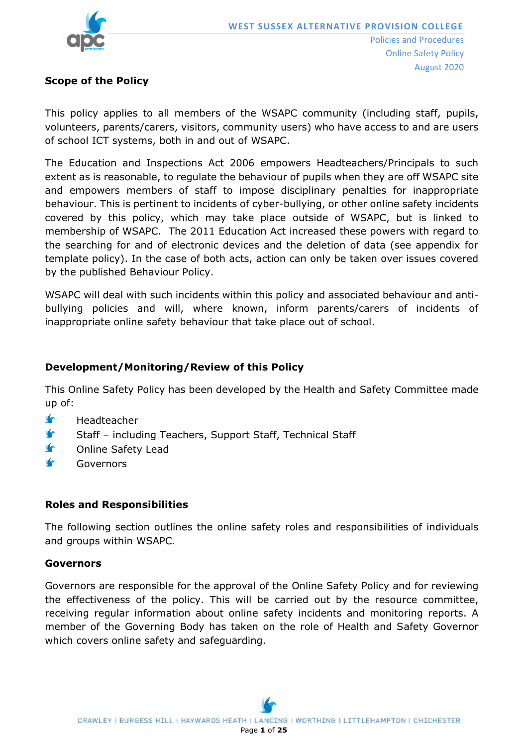## Scope of the Policy

This policy applies to all members of the WSAPC community (including staff, pupils, volunteers, parents/carers, visitors, community users) who have access to and are users of school ICT systems, both in and out of WSAPC.

The Education and Inspections Act 2006 empowers Headteachers/Principals to such extent as is reasonable, to regulate the behaviour of pupils when they are off WSAPC site and empowers members of staff to impose disciplinary penalties for inappropriate behaviour. This is pertinent to incidents of cyber-bullying, or other online safety incidents covered by this policy, which may take place outside of WSAPC, but is linked to membership of WSAPC. The 2011 Education Act increased these powers with regard to the searching for and of electronic devices and the deletion of data (see appendix for template policy). In the case of both acts, action can only be taken over issues covered by the published Behaviour Policy.

WSAPC will deal with such incidents within this policy and associated behaviour and anti-bullying policies and will, where known, inform parents/carers of incidents of inappropriate online safety behaviour that take place out of school.

## Development/Monitoring/Review of this Policy

This Online Safety Policy has been developed by the Health and Safety Committee made up of:

- Headteacher
- Staff – including Teachers, Support Staff, Technical Staff
- Online Safety Lead
- Governors

## Roles and Responsibilities

The following section outlines the online safety roles and responsibilities of individuals and groups within WSAPC.

### Governors

Governors are responsible for the approval of the Online Safety Policy and for reviewing the effectiveness of the policy. This will be carried out by the resource committee, receiving regular information about online safety incidents and monitoring reports. A member of the Governing Body has taken on the role of Health and Safety Governor which covers online safety and safeguarding.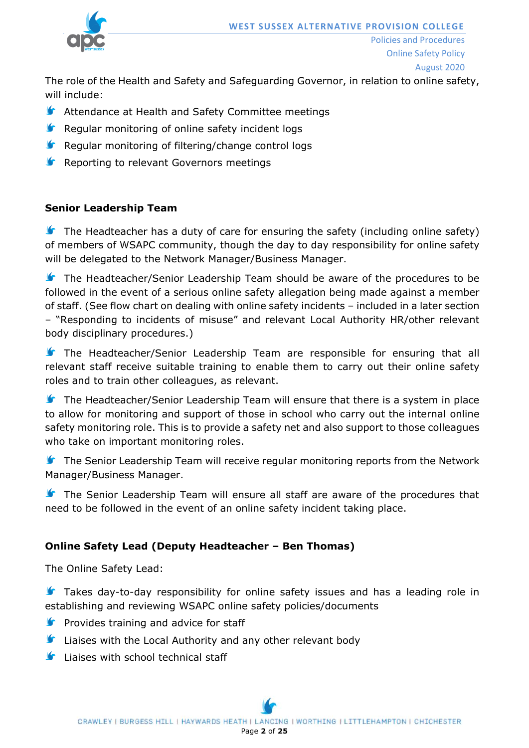The role of the Health and Safety and Safeguarding Governor, in relation to online safety, will include:

- Attendance at Health and Safety Committee meetings
- Regular monitoring of online safety incident logs
- Regular monitoring of filtering/change control logs
- Reporting to relevant Governors meetings

**Senior Leadership Team**

- The Headteacher has a duty of care for ensuring the safety (including online safety) of members of WSAPC community, though the day to day responsibility for online safety will be delegated to the Network Manager/Business Manager.

- The Headteacher/Senior Leadership Team should be aware of the procedures to be followed in the event of a serious online safety allegation being made against a member of staff. (See flow chart on dealing with online safety incidents – included in a later section – "Responding to incidents of misuse" and relevant Local Authority HR/other relevant body disciplinary procedures.)

- The Headteacher/Senior Leadership Team are responsible for ensuring that all relevant staff receive suitable training to enable them to carry out their online safety roles and to train other colleagues, as relevant.

- The Headteacher/Senior Leadership Team will ensure that there is a system in place to allow for monitoring and support of those in school who carry out the internal online safety monitoring role. This is to provide a safety net and also support to those colleagues who take on important monitoring roles.

- The Senior Leadership Team will receive regular monitoring reports from the Network Manager/Business Manager.

- The Senior Leadership Team will ensure all staff are aware of the procedures that need to be followed in the event of an online safety incident taking place.

**Online Safety Lead (Deputy Headteacher – Ben Thomas)**

The Online Safety Lead:

- Takes day-to-day responsibility for online safety issues and has a leading role in establishing and reviewing WSAPC online safety policies/documents
- Provides training and advice for staff
- Liaises with the Local Authority and any other relevant body
- Liaises with school technical staff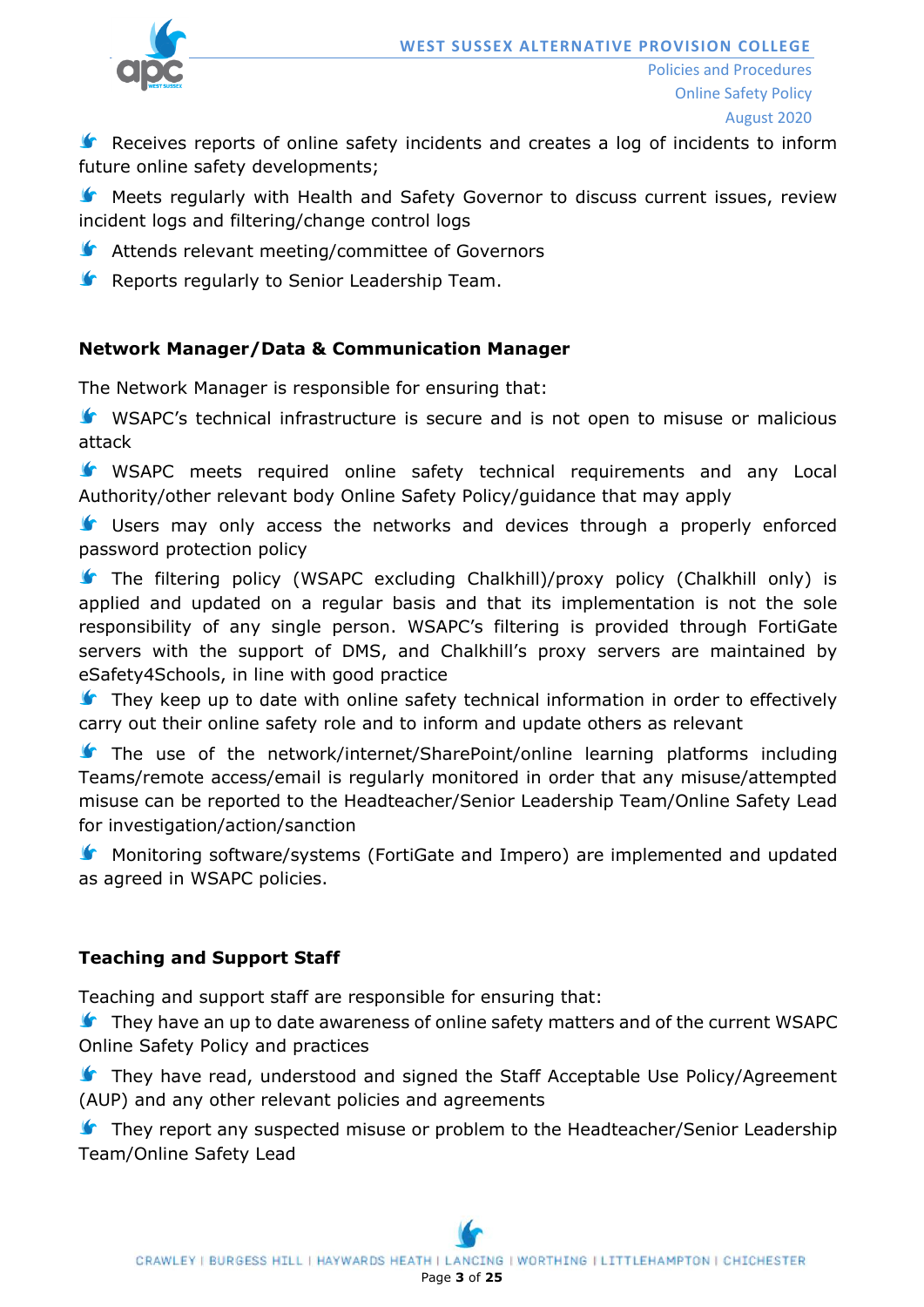- Receives reports of online safety incidents and creates a log of incidents to inform future online safety developments;
- Meets regularly with Health and Safety Governor to discuss current issues, review incident logs and filtering/change control logs
- Attends relevant meeting/committee of Governors
- Reports regularly to Senior Leadership Team.

**Network Manager/Data & Communication Manager**

The Network Manager is responsible for ensuring that:

- WSAPC's technical infrastructure is secure and is not open to misuse or malicious attack
- WSAPC meets required online safety technical requirements and any Local Authority/other relevant body Online Safety Policy/guidance that may apply
- Users may only access the networks and devices through a properly enforced password protection policy
- The filtering policy (WSAPC excluding Chalkhill)/proxy policy (Chalkhill only) is applied and updated on a regular basis and that its implementation is not the sole responsibility of any single person. WSAPC's filtering is provided through FortiGate servers with the support of DMS, and Chalkhill's proxy servers are maintained by eSafety4Schools, in line with good practice
- They keep up to date with online safety technical information in order to effectively carry out their online safety role and to inform and update others as relevant
- The use of the network/internet/SharePoint/online learning platforms including Teams/remote access/email is regularly monitored in order that any misuse/attempted misuse can be reported to the Headteacher/Senior Leadership Team/Online Safety Lead for investigation/action/sanction
- Monitoring software/systems (FortiGate and Impero) are implemented and updated as agreed in WSAPC policies.

**Teaching and Support Staff**

Teaching and support staff are responsible for ensuring that:

- They have an up to date awareness of online safety matters and of the current WSAPC Online Safety Policy and practices
- They have read, understood and signed the Staff Acceptable Use Policy/Agreement (AUP) and any other relevant policies and agreements
- They report any suspected misuse or problem to the Headteacher/Senior Leadership Team/Online Safety Lead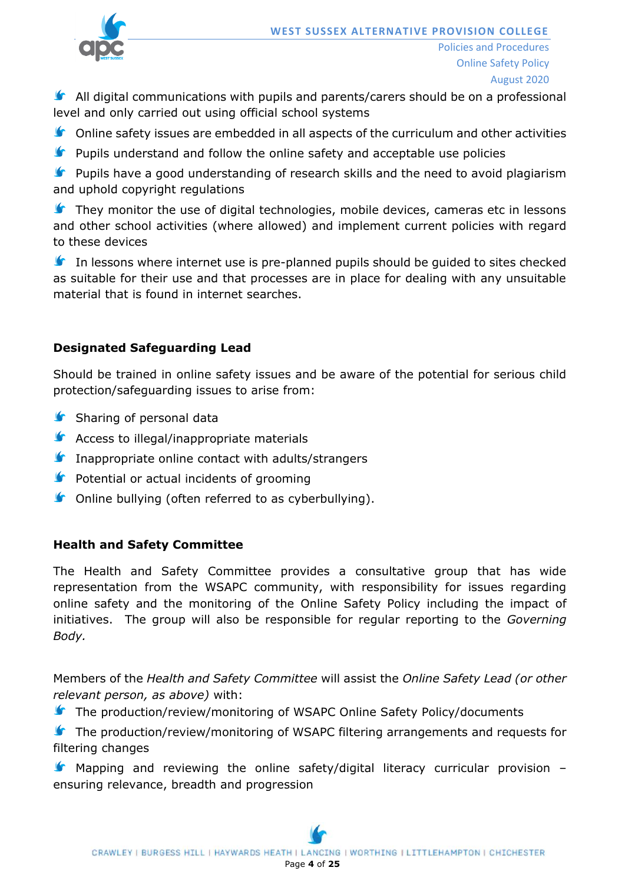- All digital communications with pupils and parents/carers should be on a professional level and only carried out using official school systems
- Online safety issues are embedded in all aspects of the curriculum and other activities
- Pupils understand and follow the online safety and acceptable use policies
- Pupils have a good understanding of research skills and the need to avoid plagiarism and uphold copyright regulations
- They monitor the use of digital technologies, mobile devices, cameras etc in lessons and other school activities (where allowed) and implement current policies with regard to these devices
- In lessons where internet use is pre-planned pupils should be guided to sites checked as suitable for their use and that processes are in place for dealing with any unsuitable material that is found in internet searches.

**Designated Safeguarding Lead**

Should be trained in online safety issues and be aware of the potential for serious child protection/safeguarding issues to arise from:

- Sharing of personal data
- Access to illegal/inappropriate materials
- Inappropriate online contact with adults/strangers
- Potential or actual incidents of grooming
- Online bullying (often referred to as cyberbullying).

**Health and Safety Committee**

The Health and Safety Committee provides a consultative group that has wide representation from the WSAPC community, with responsibility for issues regarding online safety and the monitoring of the Online Safety Policy including the impact of initiatives. The group will also be responsible for regular reporting to the *Governing Body.*

Members of the *Health and Safety Committee* will assist the *Online Safety Lead (or other relevant person, as above)* with:

- The production/review/monitoring of WSAPC Online Safety Policy/documents
- The production/review/monitoring of WSAPC filtering arrangements and requests for filtering changes
- Mapping and reviewing the online safety/digital literacy curricular provision – ensuring relevance, breadth and progression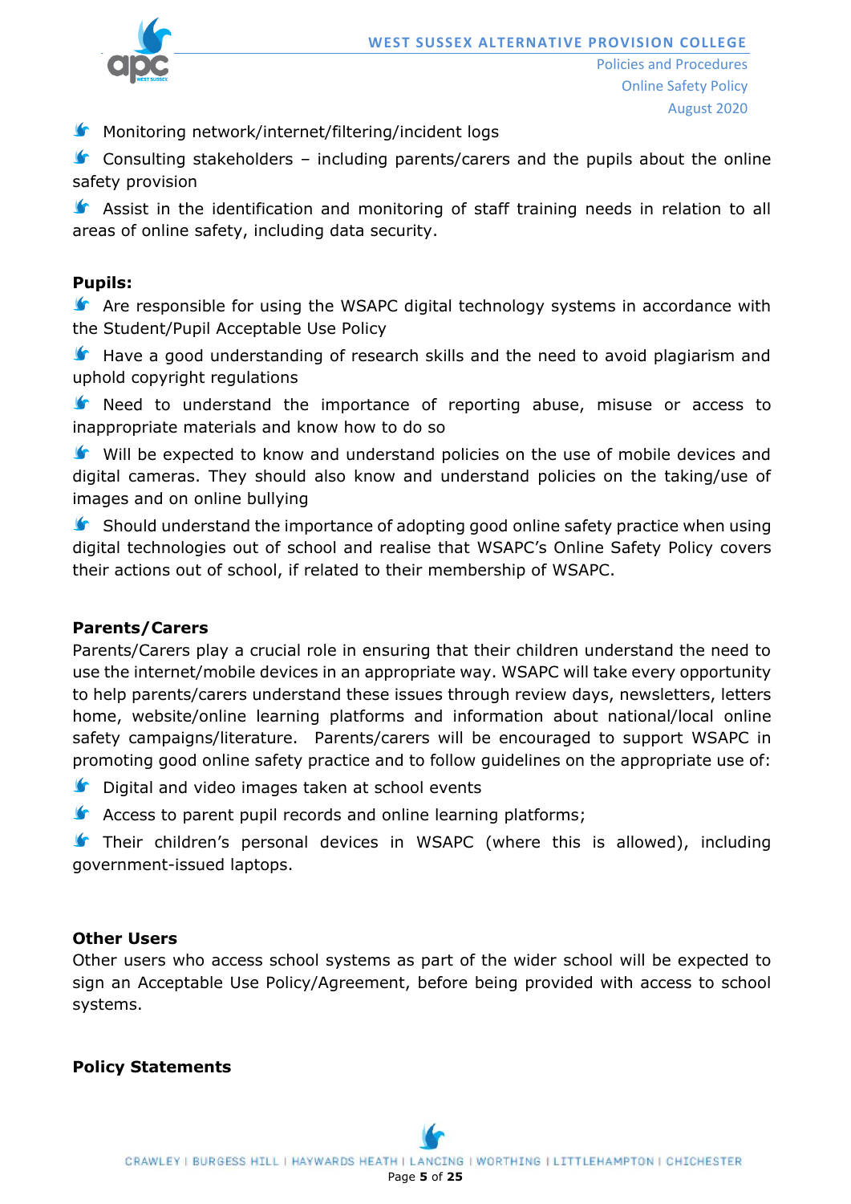- Monitoring network/internet/filtering/incident logs
- Consulting stakeholders – including parents/carers and the pupils about the online safety provision
- Assist in the identification and monitoring of staff training needs in relation to all areas of online safety, including data security.

**Pupils:**

- Are responsible for using the WSAPC digital technology systems in accordance with the Student/Pupil Acceptable Use Policy
- Have a good understanding of research skills and the need to avoid plagiarism and uphold copyright regulations
- Need to understand the importance of reporting abuse, misuse or access to inappropriate materials and know how to do so
- Will be expected to know and understand policies on the use of mobile devices and digital cameras. They should also know and understand policies on the taking/use of images and on online bullying
- Should understand the importance of adopting good online safety practice when using digital technologies out of school and realise that WSAPC's Online Safety Policy covers their actions out of school, if related to their membership of WSAPC.

**Parents/Carers**

Parents/Carers play a crucial role in ensuring that their children understand the need to use the internet/mobile devices in an appropriate way. WSAPC will take every opportunity to help parents/carers understand these issues through review days, newsletters, letters home, website/online learning platforms and information about national/local online safety campaigns/literature. Parents/carers will be encouraged to support WSAPC in promoting good online safety practice and to follow guidelines on the appropriate use of:

- Digital and video images taken at school events
- Access to parent pupil records and online learning platforms;
- Their children's personal devices in WSAPC (where this is allowed), including government-issued laptops.

**Other Users**

Other users who access school systems as part of the wider school will be expected to sign an Acceptable Use Policy/Agreement, before being provided with access to school systems.

**Policy Statements**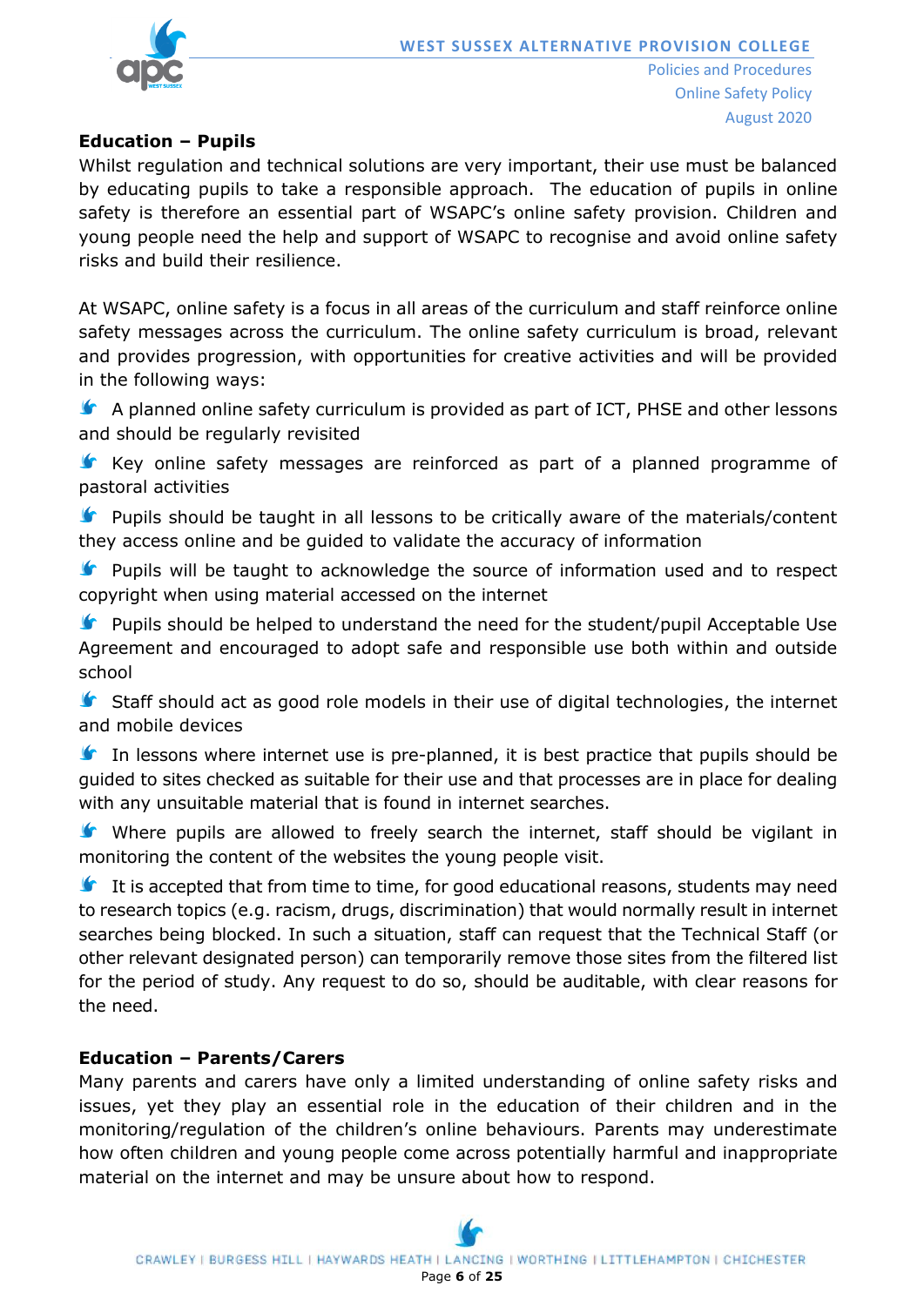**Education – Pupils**

Whilst regulation and technical solutions are very important, their use must be balanced by educating pupils to take a responsible approach. The education of pupils in online safety is therefore an essential part of WSAPC's online safety provision. Children and young people need the help and support of WSAPC to recognise and avoid online safety risks and build their resilience.

At WSAPC, online safety is a focus in all areas of the curriculum and staff reinforce online safety messages across the curriculum. The online safety curriculum is broad, relevant and provides progression, with opportunities for creative activities and will be provided in the following ways:

- A planned online safety curriculum is provided as part of ICT, PHSE and other lessons and should be regularly revisited
- Key online safety messages are reinforced as part of a planned programme of pastoral activities
- Pupils should be taught in all lessons to be critically aware of the materials/content they access online and be guided to validate the accuracy of information
- Pupils will be taught to acknowledge the source of information used and to respect copyright when using material accessed on the internet
- Pupils should be helped to understand the need for the student/pupil Acceptable Use Agreement and encouraged to adopt safe and responsible use both within and outside school
- Staff should act as good role models in their use of digital technologies, the internet and mobile devices
- In lessons where internet use is pre-planned, it is best practice that pupils should be guided to sites checked as suitable for their use and that processes are in place for dealing with any unsuitable material that is found in internet searches.
- Where pupils are allowed to freely search the internet, staff should be vigilant in monitoring the content of the websites the young people visit.
- It is accepted that from time to time, for good educational reasons, students may need to research topics (e.g. racism, drugs, discrimination) that would normally result in internet searches being blocked. In such a situation, staff can request that the Technical Staff (or other relevant designated person) can temporarily remove those sites from the filtered list for the period of study. Any request to do so, should be auditable, with clear reasons for the need.

**Education – Parents/Carers**

Many parents and carers have only a limited understanding of online safety risks and issues, yet they play an essential role in the education of their children and in the monitoring/regulation of the children's online behaviours. Parents may underestimate how often children and young people come across potentially harmful and inappropriate material on the internet and may be unsure about how to respond.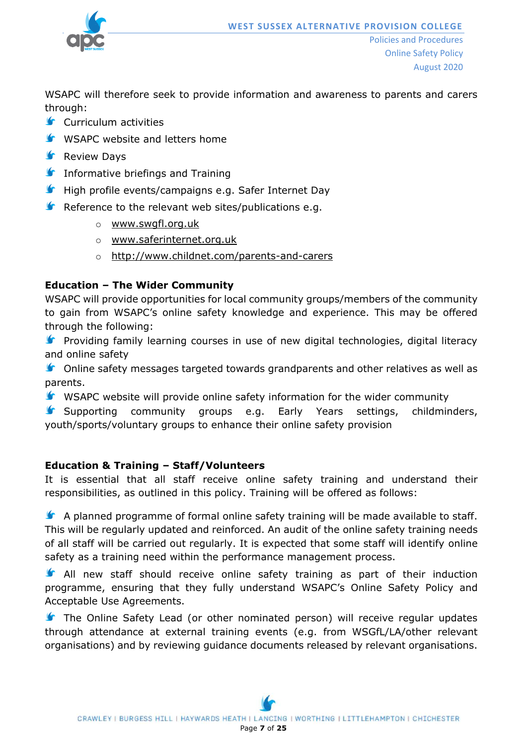WSAPC will therefore seek to provide information and awareness to parents and carers through:

- Curriculum activities
- WSAPC website and letters home
- Review Days
- Informative briefings and Training
- High profile events/campaigns e.g. Safer Internet Day
- Reference to the relevant web sites/publications e.g.
    - www.swgfl.org.uk
    - www.saferinternet.org.uk
    - http://www.childnet.com/parents-and-carers

**Education – The Wider Community**

WSAPC will provide opportunities for local community groups/members of the community to gain from WSAPC's online safety knowledge and experience. This may be offered through the following:

- Providing family learning courses in use of new digital technologies, digital literacy and online safety
- Online safety messages targeted towards grandparents and other relatives as well as parents.
- WSAPC website will provide online safety information for the wider community
- Supporting community groups e.g. Early Years settings, childminders, youth/sports/voluntary groups to enhance their online safety provision

**Education & Training – Staff/Volunteers**

It is essential that all staff receive online safety training and understand their responsibilities, as outlined in this policy. Training will be offered as follows:

- A planned programme of formal online safety training will be made available to staff. This will be regularly updated and reinforced. An audit of the online safety training needs of all staff will be carried out regularly. It is expected that some staff will identify online safety as a training need within the performance management process.
- All new staff should receive online safety training as part of their induction programme, ensuring that they fully understand WSAPC's Online Safety Policy and Acceptable Use Agreements.
- The Online Safety Lead (or other nominated person) will receive regular updates through attendance at external training events (e.g. from WSGfL/LA/other relevant organisations) and by reviewing guidance documents released by relevant organisations.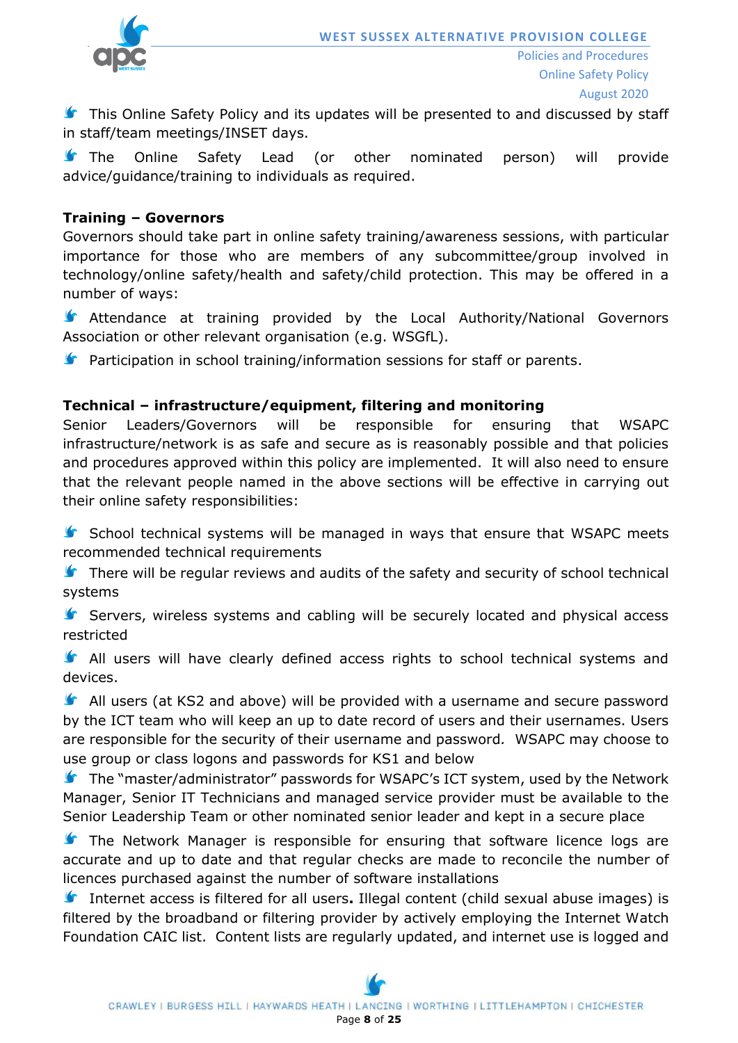- This Online Safety Policy and its updates will be presented to and discussed by staff in staff/team meetings/INSET days.
- The Online Safety Lead (or other nominated person) will provide advice/guidance/training to individuals as required.

**Training – Governors**

Governors should take part in online safety training/awareness sessions, with particular importance for those who are members of any subcommittee/group involved in technology/online safety/health and safety/child protection. This may be offered in a number of ways:

- Attendance at training provided by the Local Authority/National Governors Association or other relevant organisation (e.g. WSGfL).
- Participation in school training/information sessions for staff or parents.

**Technical – infrastructure/equipment, filtering and monitoring**

Senior Leaders/Governors will be responsible for ensuring that WSAPC infrastructure/network is as safe and secure as is reasonably possible and that policies and procedures approved within this policy are implemented. It will also need to ensure that the relevant people named in the above sections will be effective in carrying out their online safety responsibilities:

- School technical systems will be managed in ways that ensure that WSAPC meets recommended technical requirements
- There will be regular reviews and audits of the safety and security of school technical systems
- Servers, wireless systems and cabling will be securely located and physical access restricted
- All users will have clearly defined access rights to school technical systems and devices.
- All users (at KS2 and above) will be provided with a username and secure password by the ICT team who will keep an up to date record of users and their usernames. Users are responsible for the security of their username and password. WSAPC may choose to use group or class logons and passwords for KS1 and below
- The "master/administrator" passwords for WSAPC's ICT system, used by the Network Manager, Senior IT Technicians and managed service provider must be available to the Senior Leadership Team or other nominated senior leader and kept in a secure place
- The Network Manager is responsible for ensuring that software licence logs are accurate and up to date and that regular checks are made to reconcile the number of licences purchased against the number of software installations
- Internet access is filtered for all users**.** Illegal content (child sexual abuse images) is filtered by the broadband or filtering provider by actively employing the Internet Watch Foundation CAIC list. Content lists are regularly updated, and internet use is logged and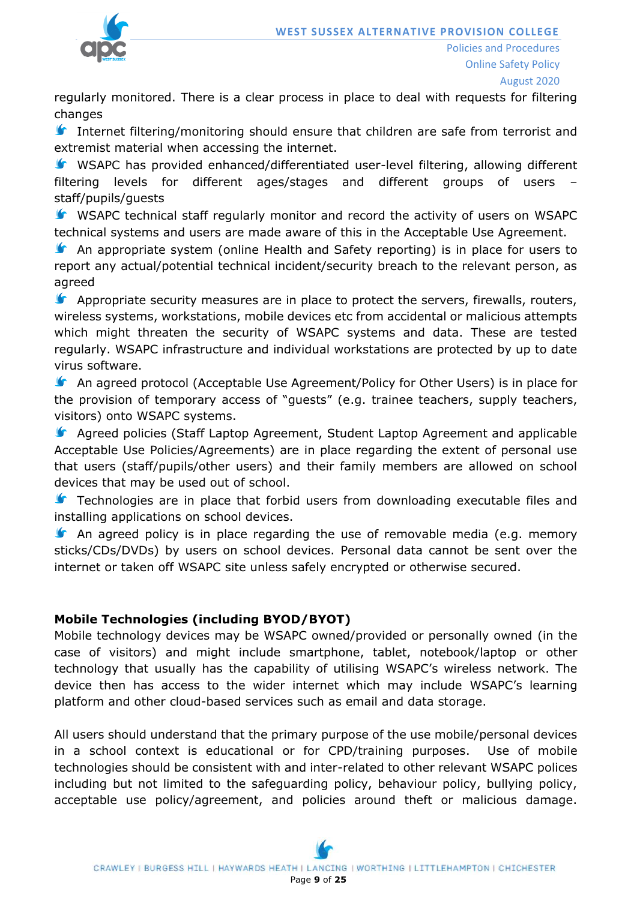regularly monitored. There is a clear process in place to deal with requests for filtering changes

- Internet filtering/monitoring should ensure that children are safe from terrorist and extremist material when accessing the internet.
- WSAPC has provided enhanced/differentiated user-level filtering, allowing different filtering levels for different ages/stages and different groups of users – staff/pupils/guests
- WSAPC technical staff regularly monitor and record the activity of users on WSAPC technical systems and users are made aware of this in the Acceptable Use Agreement.
- An appropriate system (online Health and Safety reporting) is in place for users to report any actual/potential technical incident/security breach to the relevant person, as agreed
- Appropriate security measures are in place to protect the servers, firewalls, routers, wireless systems, workstations, mobile devices etc from accidental or malicious attempts which might threaten the security of WSAPC systems and data. These are tested regularly. WSAPC infrastructure and individual workstations are protected by up to date virus software.
- An agreed protocol (Acceptable Use Agreement/Policy for Other Users) is in place for the provision of temporary access of "guests" (e.g. trainee teachers, supply teachers, visitors) onto WSAPC systems.
- Agreed policies (Staff Laptop Agreement, Student Laptop Agreement and applicable Acceptable Use Policies/Agreements) are in place regarding the extent of personal use that users (staff/pupils/other users) and their family members are allowed on school devices that may be used out of school.
- Technologies are in place that forbid users from downloading executable files and installing applications on school devices.
- An agreed policy is in place regarding the use of removable media (e.g. memory sticks/CDs/DVDs) by users on school devices. Personal data cannot be sent over the internet or taken off WSAPC site unless safely encrypted or otherwise secured.

**Mobile Technologies (including BYOD/BYOT)**

Mobile technology devices may be WSAPC owned/provided or personally owned (in the case of visitors) and might include smartphone, tablet, notebook/laptop or other technology that usually has the capability of utilising WSAPC's wireless network. The device then has access to the wider internet which may include WSAPC's learning platform and other cloud-based services such as email and data storage.

All users should understand that the primary purpose of the use mobile/personal devices in a school context is educational or for CPD/training purposes. Use of mobile technologies should be consistent with and inter-related to other relevant WSAPC polices including but not limited to the safeguarding policy, behaviour policy, bullying policy, acceptable use policy/agreement, and policies around theft or malicious damage.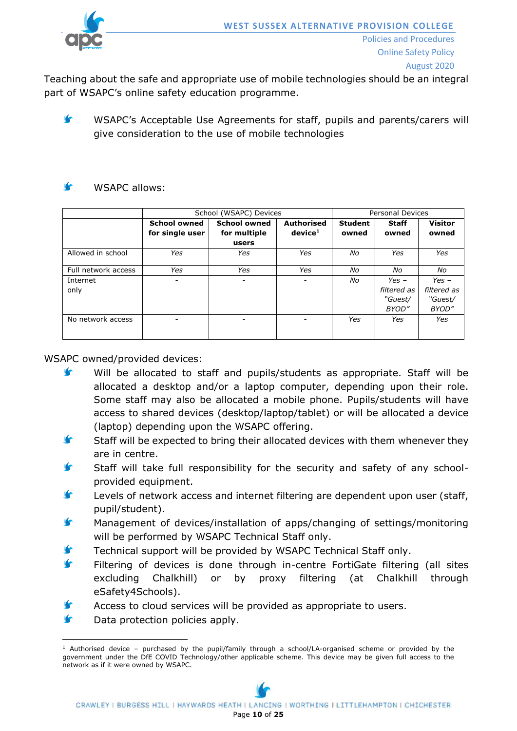Teaching about the safe and appropriate use of mobile technologies should be an integral part of WSAPC's online safety education programme.

- WSAPC's Acceptable Use Agreements for staff, pupils and parents/carers will give consideration to the use of mobile technologies

- WSAPC allows:

| | School (WSAPC) Devices | | | Personal Devices | | |
|---|---|---|---|---|---|---|
| | **School owned for single user** | **School owned for multiple users** | **Authorised device**[1] | **Student owned** | **Staff owned** | **Visitor owned** |
| Allowed in school | Yes | Yes | Yes | *No* | *Yes* | *Yes* |
| Full network access | Yes | Yes | Yes | *No* | *No* | *No* |
| Internet only | - | - | - | *No* | *Yes – filtered as "Guest/ BYOD"* | *Yes – filtered as "Guest/ BYOD"* |
| No network access | - | - | - | *Yes* | *Yes* | *Yes* |

WSAPC owned/provided devices:

- Will be allocated to staff and pupils/students as appropriate. Staff will be allocated a desktop and/or a laptop computer, depending upon their role. Some staff may also be allocated a mobile phone. Pupils/students will have access to shared devices (desktop/laptop/tablet) or will be allocated a device (laptop) depending upon the WSAPC offering.
- Staff will be expected to bring their allocated devices with them whenever they are in centre.
- Staff will take full responsibility for the security and safety of any school-provided equipment.
- Levels of network access and internet filtering are dependent upon user (staff, pupil/student).
- Management of devices/installation of apps/changing of settings/monitoring will be performed by WSAPC Technical Staff only.
- Technical support will be provided by WSAPC Technical Staff only.
- Filtering of devices is done through in-centre FortiGate filtering (all sites excluding Chalkhill) or by proxy filtering (at Chalkhill through eSafety4Schools).
- Access to cloud services will be provided as appropriate to users.
- Data protection policies apply.

[1] Authorised device – purchased by the pupil/family through a school/LA-organised scheme or provided by the government under the DfE COVID Technology/other applicable scheme. This device may be given full access to the network as if it were owned by WSAPC.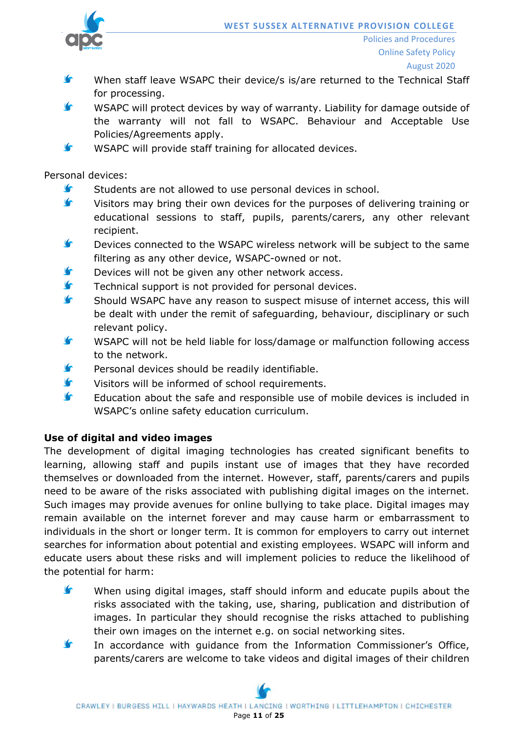- When staff leave WSAPC their device/s is/are returned to the Technical Staff for processing.
- WSAPC will protect devices by way of warranty. Liability for damage outside of the warranty will not fall to WSAPC. Behaviour and Acceptable Use Policies/Agreements apply.
- WSAPC will provide staff training for allocated devices.

Personal devices:

- Students are not allowed to use personal devices in school.
- Visitors may bring their own devices for the purposes of delivering training or educational sessions to staff, pupils, parents/carers, any other relevant recipient.
- Devices connected to the WSAPC wireless network will be subject to the same filtering as any other device, WSAPC-owned or not.
- Devices will not be given any other network access.
- Technical support is not provided for personal devices.
- Should WSAPC have any reason to suspect misuse of internet access, this will be dealt with under the remit of safeguarding, behaviour, disciplinary or such relevant policy.
- WSAPC will not be held liable for loss/damage or malfunction following access to the network.
- Personal devices should be readily identifiable.
- Visitors will be informed of school requirements.
- Education about the safe and responsible use of mobile devices is included in WSAPC's online safety education curriculum.

**Use of digital and video images**

The development of digital imaging technologies has created significant benefits to learning, allowing staff and pupils instant use of images that they have recorded themselves or downloaded from the internet. However, staff, parents/carers and pupils need to be aware of the risks associated with publishing digital images on the internet. Such images may provide avenues for online bullying to take place. Digital images may remain available on the internet forever and may cause harm or embarrassment to individuals in the short or longer term. It is common for employers to carry out internet searches for information about potential and existing employees. WSAPC will inform and educate users about these risks and will implement policies to reduce the likelihood of the potential for harm:

- When using digital images, staff should inform and educate pupils about the risks associated with the taking, use, sharing, publication and distribution of images. In particular they should recognise the risks attached to publishing their own images on the internet e.g. on social networking sites.
- In accordance with guidance from the Information Commissioner's Office, parents/carers are welcome to take videos and digital images of their children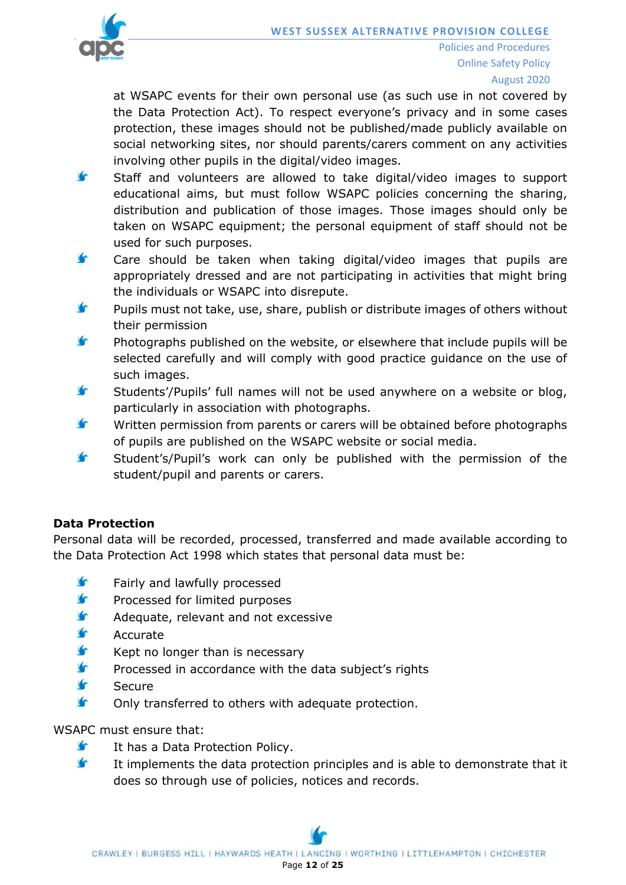at WSAPC events for their own personal use (as such use in not covered by the Data Protection Act). To respect everyone's privacy and in some cases protection, these images should not be published/made publicly available on social networking sites, nor should parents/carers comment on any activities involving other pupils in the digital/video images.

- Staff and volunteers are allowed to take digital/video images to support educational aims, but must follow WSAPC policies concerning the sharing, distribution and publication of those images. Those images should only be taken on WSAPC equipment; the personal equipment of staff should not be used for such purposes.
- Care should be taken when taking digital/video images that pupils are appropriately dressed and are not participating in activities that might bring the individuals or WSAPC into disrepute.
- Pupils must not take, use, share, publish or distribute images of others without their permission
- Photographs published on the website, or elsewhere that include pupils will be selected carefully and will comply with good practice guidance on the use of such images.
- Students'/Pupils' full names will not be used anywhere on a website or blog, particularly in association with photographs.
- Written permission from parents or carers will be obtained before photographs of pupils are published on the WSAPC website or social media.
- Student's/Pupil's work can only be published with the permission of the student/pupil and parents or carers.

**Data Protection**

Personal data will be recorded, processed, transferred and made available according to the Data Protection Act 1998 which states that personal data must be:

- Fairly and lawfully processed
- Processed for limited purposes
- Adequate, relevant and not excessive
- Accurate
- Kept no longer than is necessary
- Processed in accordance with the data subject's rights
- Secure
- Only transferred to others with adequate protection.

WSAPC must ensure that:

- It has a Data Protection Policy.
- It implements the data protection principles and is able to demonstrate that it does so through use of policies, notices and records.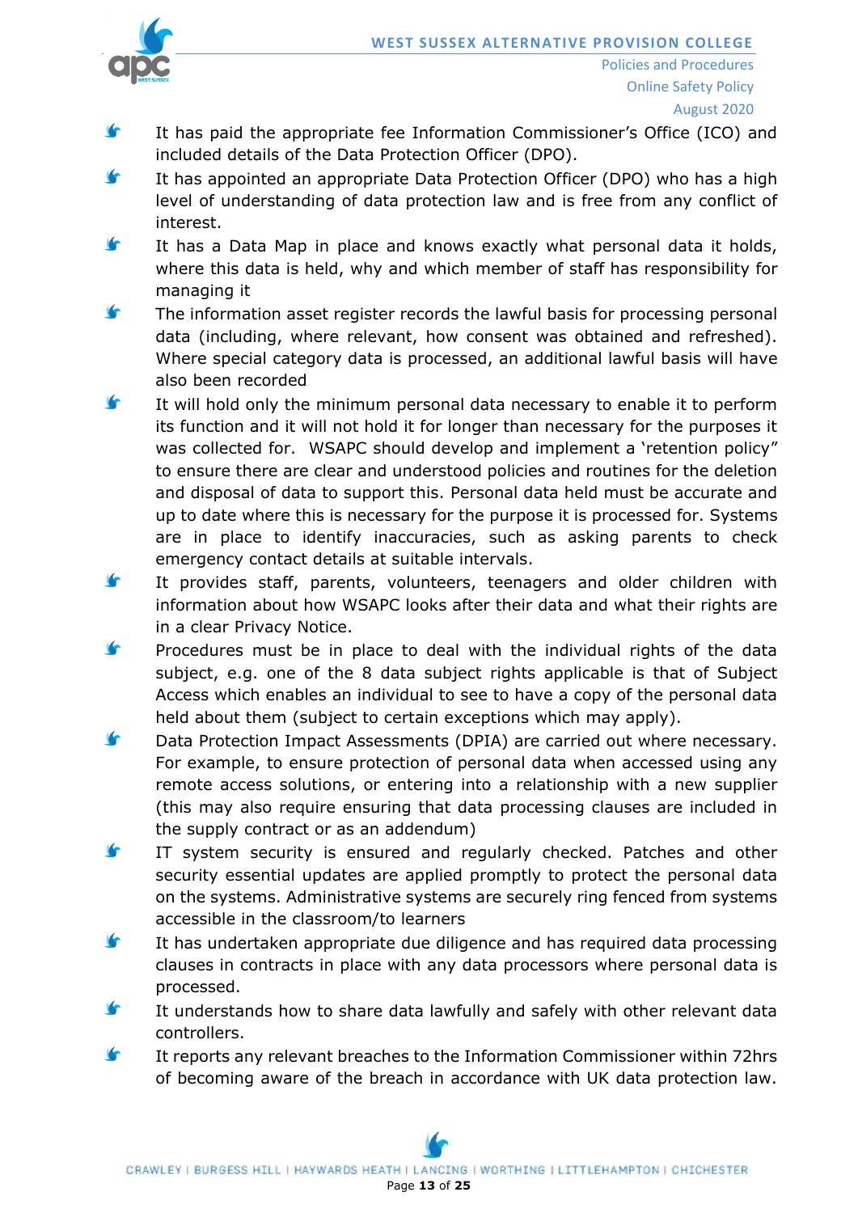- It has paid the appropriate fee Information Commissioner's Office (ICO) and included details of the Data Protection Officer (DPO).
- It has appointed an appropriate Data Protection Officer (DPO) who has a high level of understanding of data protection law and is free from any conflict of interest.
- It has a Data Map in place and knows exactly what personal data it holds, where this data is held, why and which member of staff has responsibility for managing it
- The information asset register records the lawful basis for processing personal data (including, where relevant, how consent was obtained and refreshed). Where special category data is processed, an additional lawful basis will have also been recorded
- It will hold only the minimum personal data necessary to enable it to perform its function and it will not hold it for longer than necessary for the purposes it was collected for. WSAPC should develop and implement a 'retention policy" to ensure there are clear and understood policies and routines for the deletion and disposal of data to support this. Personal data held must be accurate and up to date where this is necessary for the purpose it is processed for. Systems are in place to identify inaccuracies, such as asking parents to check emergency contact details at suitable intervals.
- It provides staff, parents, volunteers, teenagers and older children with information about how WSAPC looks after their data and what their rights are in a clear Privacy Notice.
- Procedures must be in place to deal with the individual rights of the data subject, e.g. one of the 8 data subject rights applicable is that of Subject Access which enables an individual to see to have a copy of the personal data held about them (subject to certain exceptions which may apply).
- Data Protection Impact Assessments (DPIA) are carried out where necessary. For example, to ensure protection of personal data when accessed using any remote access solutions, or entering into a relationship with a new supplier (this may also require ensuring that data processing clauses are included in the supply contract or as an addendum)
- IT system security is ensured and regularly checked. Patches and other security essential updates are applied promptly to protect the personal data on the systems. Administrative systems are securely ring fenced from systems accessible in the classroom/to learners
- It has undertaken appropriate due diligence and has required data processing clauses in contracts in place with any data processors where personal data is processed.
- It understands how to share data lawfully and safely with other relevant data controllers.
- It reports any relevant breaches to the Information Commissioner within 72hrs of becoming aware of the breach in accordance with UK data protection law.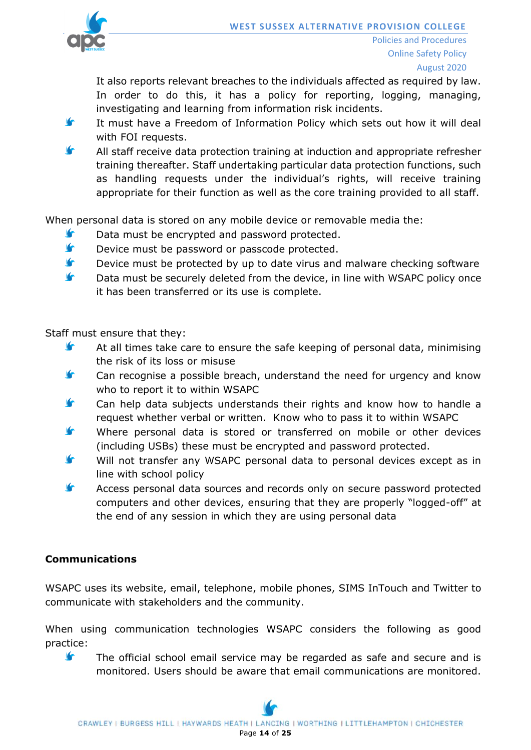It also reports relevant breaches to the individuals affected as required by law. In order to do this, it has a policy for reporting, logging, managing, investigating and learning from information risk incidents.

- It must have a Freedom of Information Policy which sets out how it will deal with FOI requests.
- All staff receive data protection training at induction and appropriate refresher training thereafter. Staff undertaking particular data protection functions, such as handling requests under the individual's rights, will receive training appropriate for their function as well as the core training provided to all staff.

When personal data is stored on any mobile device or removable media the:

- Data must be encrypted and password protected.
- Device must be password or passcode protected.
- Device must be protected by up to date virus and malware checking software
- Data must be securely deleted from the device, in line with WSAPC policy once it has been transferred or its use is complete.

Staff must ensure that they:

- At all times take care to ensure the safe keeping of personal data, minimising the risk of its loss or misuse
- Can recognise a possible breach, understand the need for urgency and know who to report it to within WSAPC
- Can help data subjects understands their rights and know how to handle a request whether verbal or written. Know who to pass it to within WSAPC
- Where personal data is stored or transferred on mobile or other devices (including USBs) these must be encrypted and password protected.
- Will not transfer any WSAPC personal data to personal devices except as in line with school policy
- Access personal data sources and records only on secure password protected computers and other devices, ensuring that they are properly "logged-off" at the end of any session in which they are using personal data

**Communications**

WSAPC uses its website, email, telephone, mobile phones, SIMS InTouch and Twitter to communicate with stakeholders and the community.

When using communication technologies WSAPC considers the following as good practice:

- The official school email service may be regarded as safe and secure and is monitored. Users should be aware that email communications are monitored.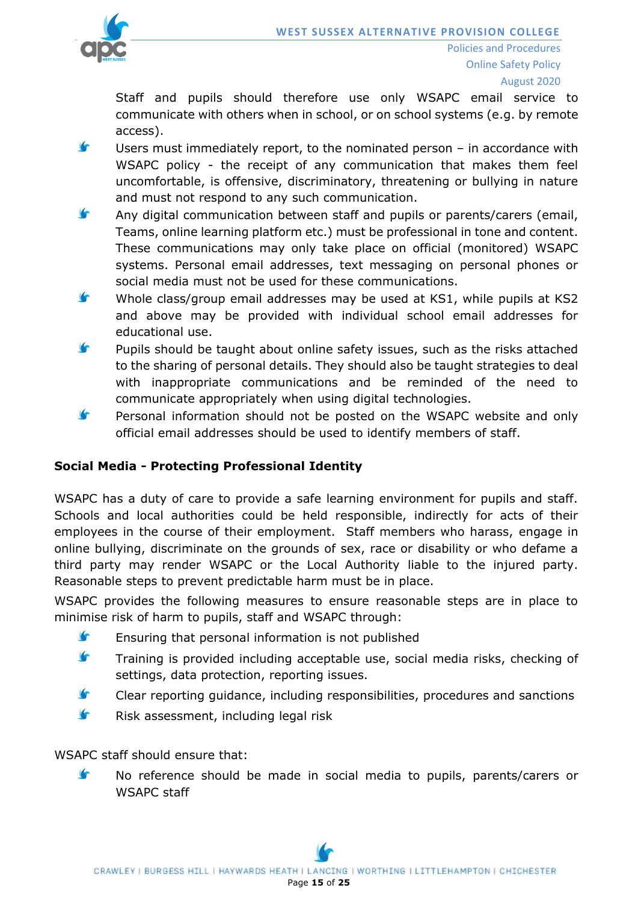Staff and pupils should therefore use only WSAPC email service to communicate with others when in school, or on school systems (e.g. by remote access).

- Users must immediately report, to the nominated person – in accordance with WSAPC policy - the receipt of any communication that makes them feel uncomfortable, is offensive, discriminatory, threatening or bullying in nature and must not respond to any such communication.
- Any digital communication between staff and pupils or parents/carers (email, Teams, online learning platform etc.) must be professional in tone and content. These communications may only take place on official (monitored) WSAPC systems. Personal email addresses, text messaging on personal phones or social media must not be used for these communications.
- Whole class/group email addresses may be used at KS1, while pupils at KS2 and above may be provided with individual school email addresses for educational use.
- Pupils should be taught about online safety issues, such as the risks attached to the sharing of personal details. They should also be taught strategies to deal with inappropriate communications and be reminded of the need to communicate appropriately when using digital technologies.
- Personal information should not be posted on the WSAPC website and only official email addresses should be used to identify members of staff.

**Social Media - Protecting Professional Identity**

WSAPC has a duty of care to provide a safe learning environment for pupils and staff. Schools and local authorities could be held responsible, indirectly for acts of their employees in the course of their employment. Staff members who harass, engage in online bullying, discriminate on the grounds of sex, race or disability or who defame a third party may render WSAPC or the Local Authority liable to the injured party. Reasonable steps to prevent predictable harm must be in place.

WSAPC provides the following measures to ensure reasonable steps are in place to minimise risk of harm to pupils, staff and WSAPC through:

- Ensuring that personal information is not published
- Training is provided including acceptable use, social media risks, checking of settings, data protection, reporting issues.
- Clear reporting guidance, including responsibilities, procedures and sanctions
- Risk assessment, including legal risk

WSAPC staff should ensure that:

- No reference should be made in social media to pupils, parents/carers or WSAPC staff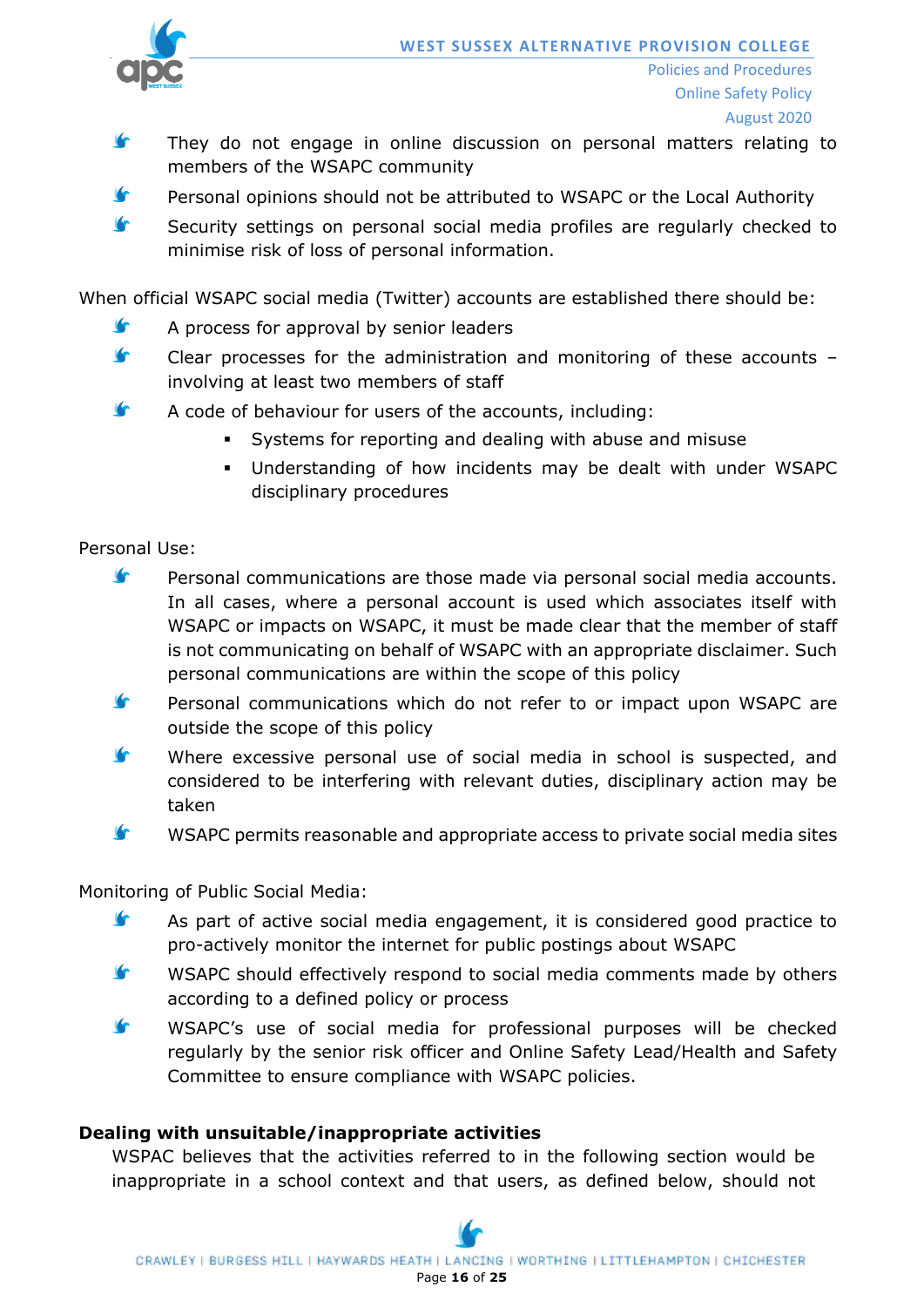- They do not engage in online discussion on personal matters relating to members of the WSAPC community
- Personal opinions should not be attributed to WSAPC or the Local Authority
- Security settings on personal social media profiles are regularly checked to minimise risk of loss of personal information.

When official WSAPC social media (Twitter) accounts are established there should be:

- A process for approval by senior leaders
- Clear processes for the administration and monitoring of these accounts – involving at least two members of staff
- A code of behaviour for users of the accounts, including:
    - Systems for reporting and dealing with abuse and misuse
    - Understanding of how incidents may be dealt with under WSAPC disciplinary procedures

Personal Use:

- Personal communications are those made via personal social media accounts. In all cases, where a personal account is used which associates itself with WSAPC or impacts on WSAPC, it must be made clear that the member of staff is not communicating on behalf of WSAPC with an appropriate disclaimer. Such personal communications are within the scope of this policy
- Personal communications which do not refer to or impact upon WSAPC are outside the scope of this policy
- Where excessive personal use of social media in school is suspected, and considered to be interfering with relevant duties, disciplinary action may be taken
- WSAPC permits reasonable and appropriate access to private social media sites

Monitoring of Public Social Media:

- As part of active social media engagement, it is considered good practice to pro-actively monitor the internet for public postings about WSAPC
- WSAPC should effectively respond to social media comments made by others according to a defined policy or process
- WSAPC's use of social media for professional purposes will be checked regularly by the senior risk officer and Online Safety Lead/Health and Safety Committee to ensure compliance with WSAPC policies.

**Dealing with unsuitable/inappropriate activities**

WSPAC believes that the activities referred to in the following section would be inappropriate in a school context and that users, as defined below, should not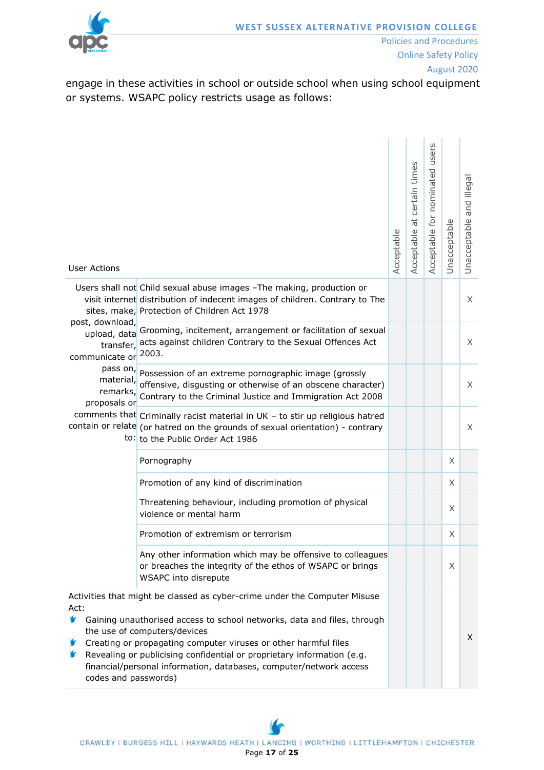engage in these activities in school or outside school when using school equipment or systems. WSAPC policy restricts usage as follows:

| User Actions | | Acceptable | Acceptable at certain times | Acceptable for nominated users | Unacceptable | Unacceptable and illegal |
|---|---|---|---|---|---|---|
| Users shall not visit internet sites, make, post, download, upload, data transfer, communicate or pass on, material, remarks, proposals or comments that contain or relate to: | Child sexual abuse images –The making, production or distribution of indecent images of children. Contrary to The Protection of Children Act 1978 | | | | | X |
| | Grooming, incitement, arrangement or facilitation of sexual acts against children Contrary to the Sexual Offences Act 2003. | | | | | X |
| | Possession of an extreme pornographic image (grossly offensive, disgusting or otherwise of an obscene character) Contrary to the Criminal Justice and Immigration Act 2008 | | | | | X |
| | Criminally racist material in UK – to stir up religious hatred (or hatred on the grounds of sexual orientation) - contrary to the Public Order Act 1986 | | | | | X |
| | Pornography | | | | X | |
| | Promotion of any kind of discrimination | | | | X | |
| | Threatening behaviour, including promotion of physical violence or mental harm | | | | X | |
| | Promotion of extremism or terrorism | | | | X | |
| | Any other information which may be offensive to colleagues or breaches the integrity of the ethos of WSAPC or brings WSAPC into disrepute | | | | X | |
| Activities that might be classed as cyber-crime under the Computer Misuse Act:<br>• Gaining unauthorised access to school networks, data and files, through the use of computers/devices<br>• Creating or propagating computer viruses or other harmful files<br>• Revealing or publicising confidential or proprietary information (e.g. financial/personal information, databases, computer/network access codes and passwords) | | | | | | X |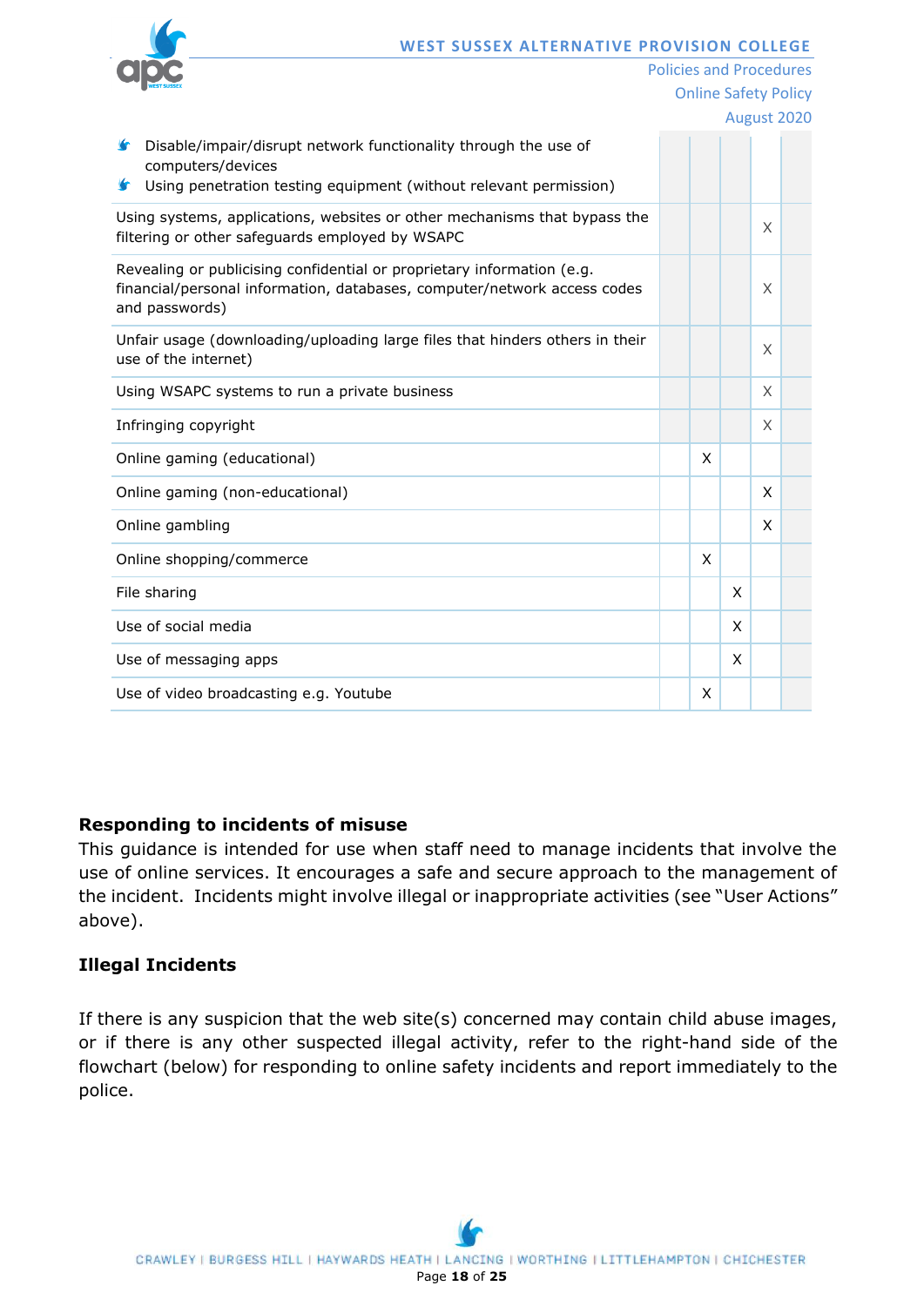| | | | | | |
|---|---|---|---|---|---|
| - Disable/impair/disrupt network functionality through the use of computers/devices<br>- Using penetration testing equipment (without relevant permission) | | | | | |
| Using systems, applications, websites or other mechanisms that bypass the filtering or other safeguards employed by WSAPC | | | | X | |
| Revealing or publicising confidential or proprietary information (e.g. financial/personal information, databases, computer/network access codes and passwords) | | | | X | |
| Unfair usage (downloading/uploading large files that hinders others in their use of the internet) | | | | X | |
| Using WSAPC systems to run a private business | | | | X | |
| Infringing copyright | | | | X | |
| Online gaming (educational) | | X | | | |
| Online gaming (non-educational) | | | | X | |
| Online gambling | | | | X | |
| Online shopping/commerce | | X | | | |
| File sharing | | | X | | |
| Use of social media | | | X | | |
| Use of messaging apps | | | X | | |
| Use of video broadcasting e.g. Youtube | | X | | | |

**Responding to incidents of misuse**

This guidance is intended for use when staff need to manage incidents that involve the use of online services. It encourages a safe and secure approach to the management of the incident. Incidents might involve illegal or inappropriate activities (see "User Actions" above).

**Illegal Incidents**

If there is any suspicion that the web site(s) concerned may contain child abuse images, or if there is any other suspected illegal activity, refer to the right-hand side of the flowchart (below) for responding to online safety incidents and report immediately to the police.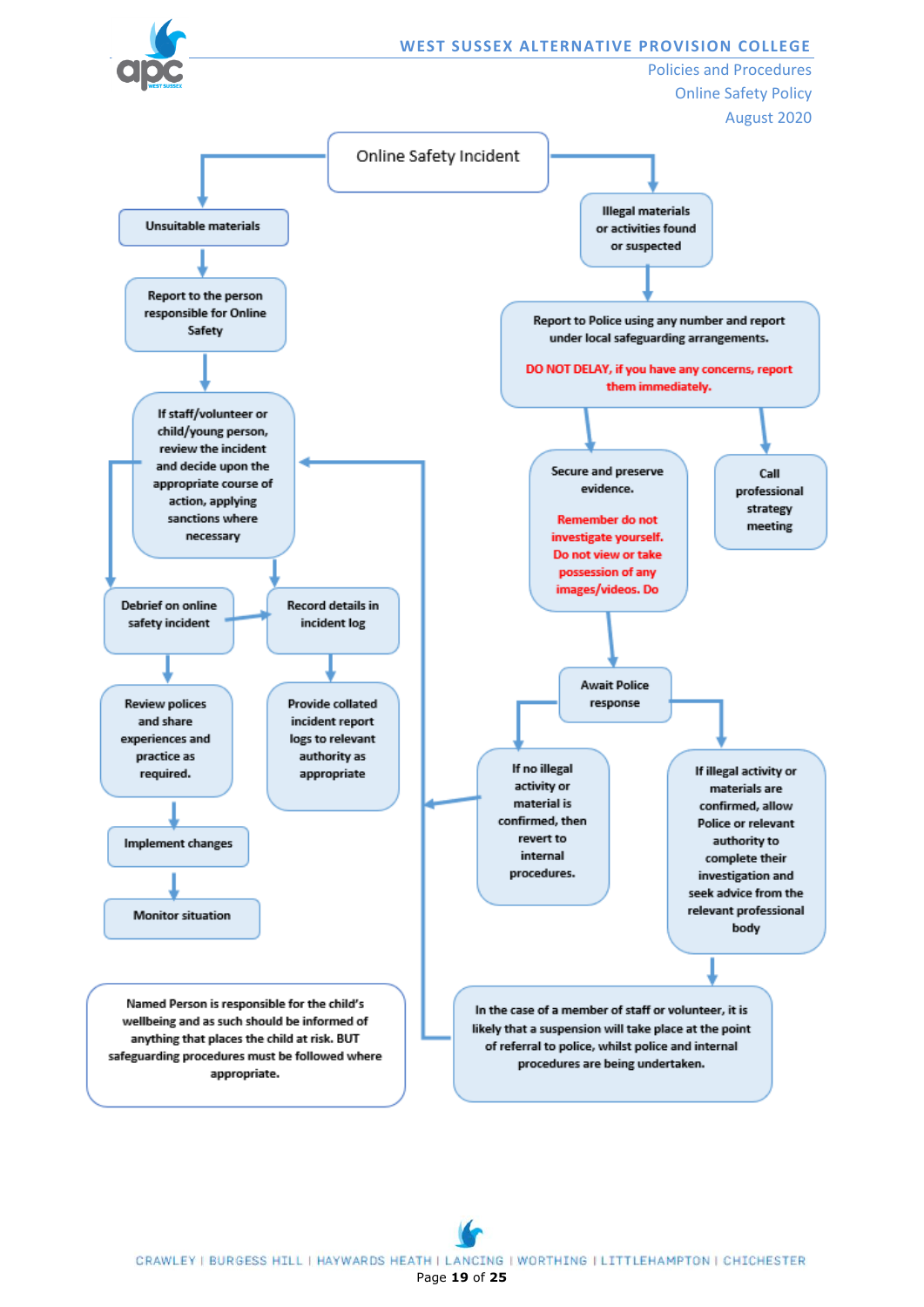# Online Safety Incident

## Unsuitable materials

- Report to the person responsible for Online Safety
- If staff/volunteer or child/young person, review the incident and decide upon the appropriate course of action, applying sanctions where necessary
- Debrief on online safety incident
  - Review polices and share experiences and practice as required.
  - Implement changes
  - Monitor situation
- Record details in incident log
  - Provide collated incident report logs to relevant authority as appropriate

## Illegal materials or activities found or suspected

- Report to Police using any number and report under local safeguarding arrangements.

  **DO NOT DELAY, if you have any concerns, report them immediately.**

- Secure and preserve evidence.

  **Remember do not investigate yourself. Do not view or take possession of any images/videos. Do**

- Call professional strategy meeting
- Await Police response
  - If no illegal activity or material is confirmed, then revert to internal procedures.
  - If illegal activity or materials are confirmed, allow Police or relevant authority to complete their investigation and seek advice from the relevant professional body
    - In the case of a member of staff or volunteer, it is likely that a suspension will take place at the point of referral to police, whilst police and internal procedures are being undertaken.

Named Person is responsible for the child's wellbeing and as such should be informed of anything that places the child at risk. BUT safeguarding procedures must be followed where appropriate.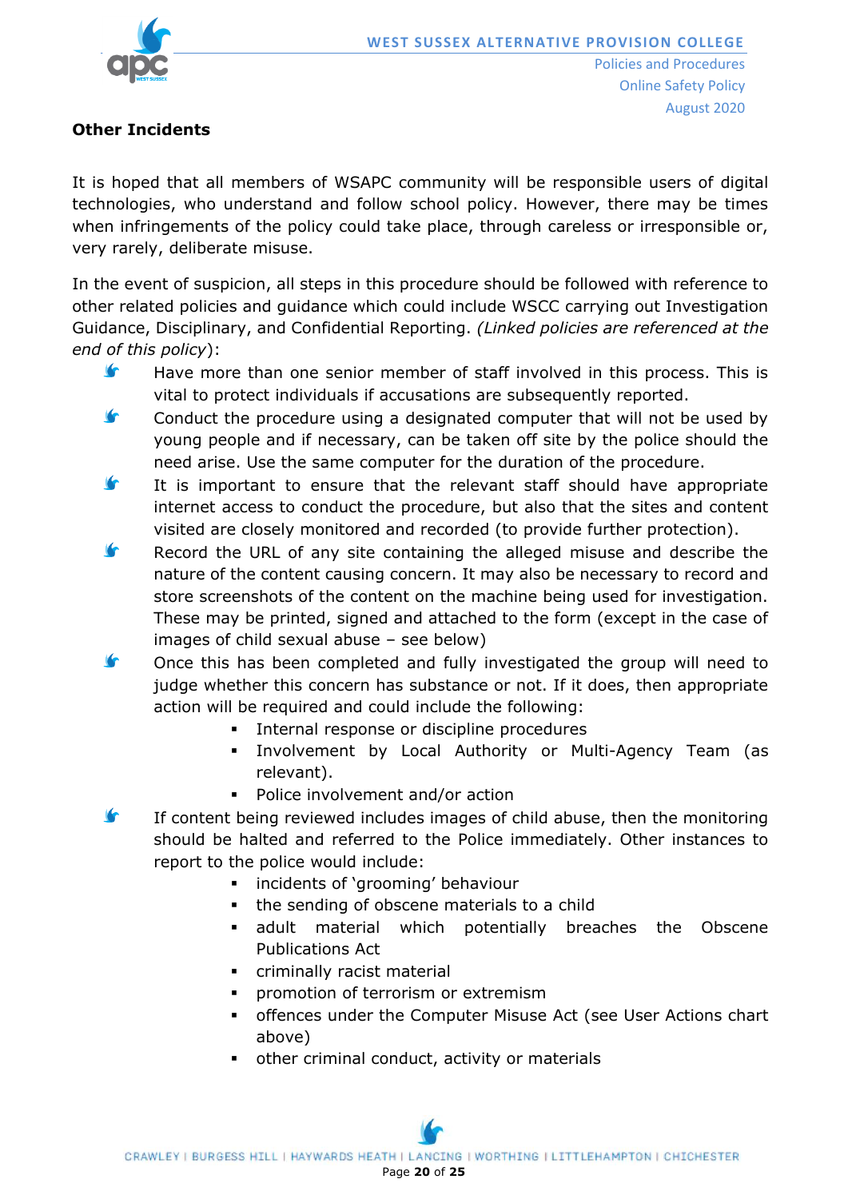**Other Incidents**

It is hoped that all members of WSAPC community will be responsible users of digital technologies, who understand and follow school policy. However, there may be times when infringements of the policy could take place, through careless or irresponsible or, very rarely, deliberate misuse.

In the event of suspicion, all steps in this procedure should be followed with reference to other related policies and guidance which could include WSCC carrying out Investigation Guidance, Disciplinary, and Confidential Reporting. *(Linked policies are referenced at the end of this policy)*:

- Have more than one senior member of staff involved in this process. This is vital to protect individuals if accusations are subsequently reported.
- Conduct the procedure using a designated computer that will not be used by young people and if necessary, can be taken off site by the police should the need arise. Use the same computer for the duration of the procedure.
- It is important to ensure that the relevant staff should have appropriate internet access to conduct the procedure, but also that the sites and content visited are closely monitored and recorded (to provide further protection).
- Record the URL of any site containing the alleged misuse and describe the nature of the content causing concern. It may also be necessary to record and store screenshots of the content on the machine being used for investigation. These may be printed, signed and attached to the form (except in the case of images of child sexual abuse – see below)
- Once this has been completed and fully investigated the group will need to judge whether this concern has substance or not. If it does, then appropriate action will be required and could include the following:
    - Internal response or discipline procedures
    - Involvement by Local Authority or Multi-Agency Team (as relevant).
    - Police involvement and/or action
- If content being reviewed includes images of child abuse, then the monitoring should be halted and referred to the Police immediately. Other instances to report to the police would include:
    - incidents of 'grooming' behaviour
    - the sending of obscene materials to a child
    - adult material which potentially breaches the Obscene Publications Act
    - criminally racist material
    - promotion of terrorism or extremism
    - offences under the Computer Misuse Act (see User Actions chart above)
    - other criminal conduct, activity or materials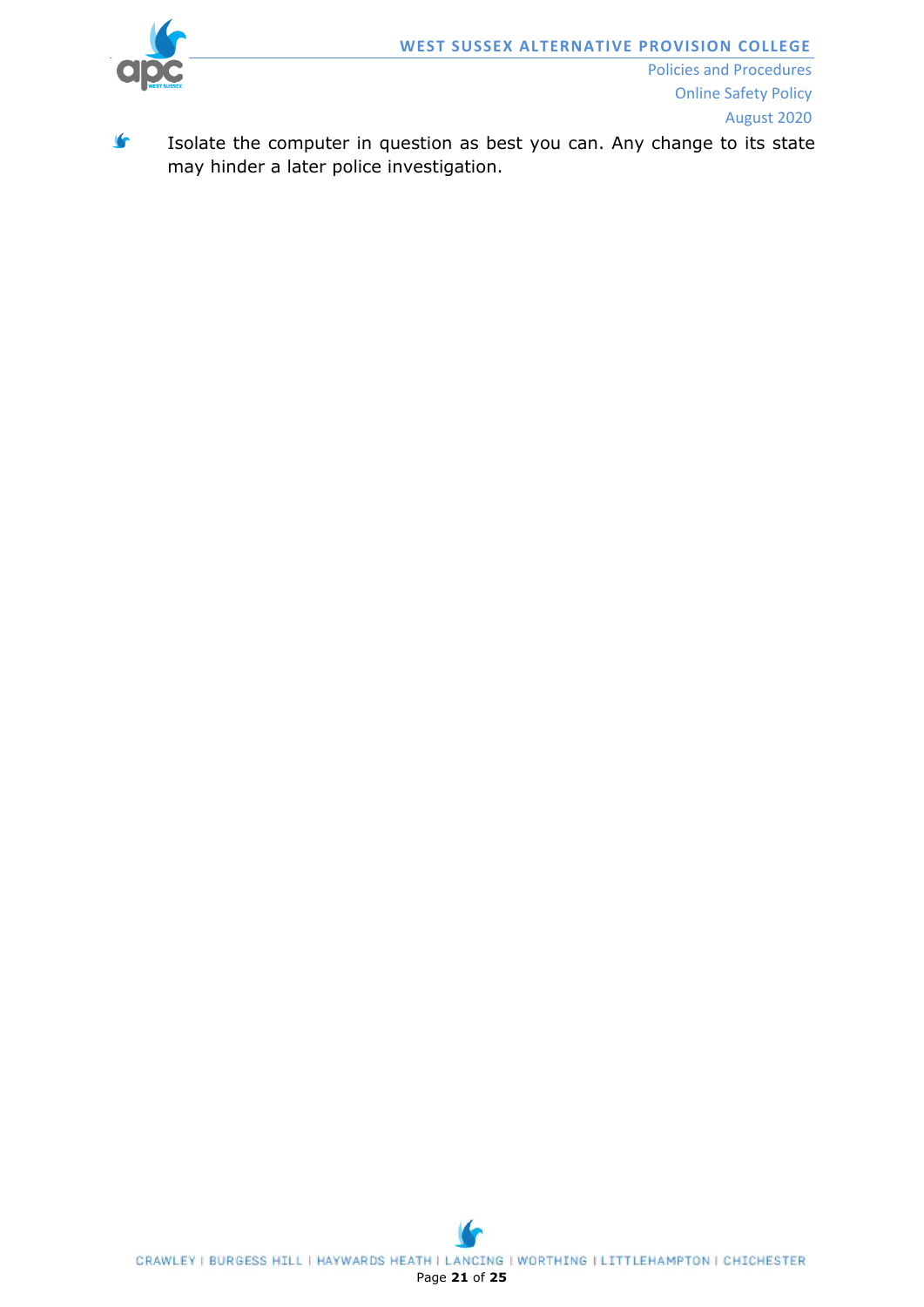- Isolate the computer in question as best you can. Any change to its state may hinder a later police investigation.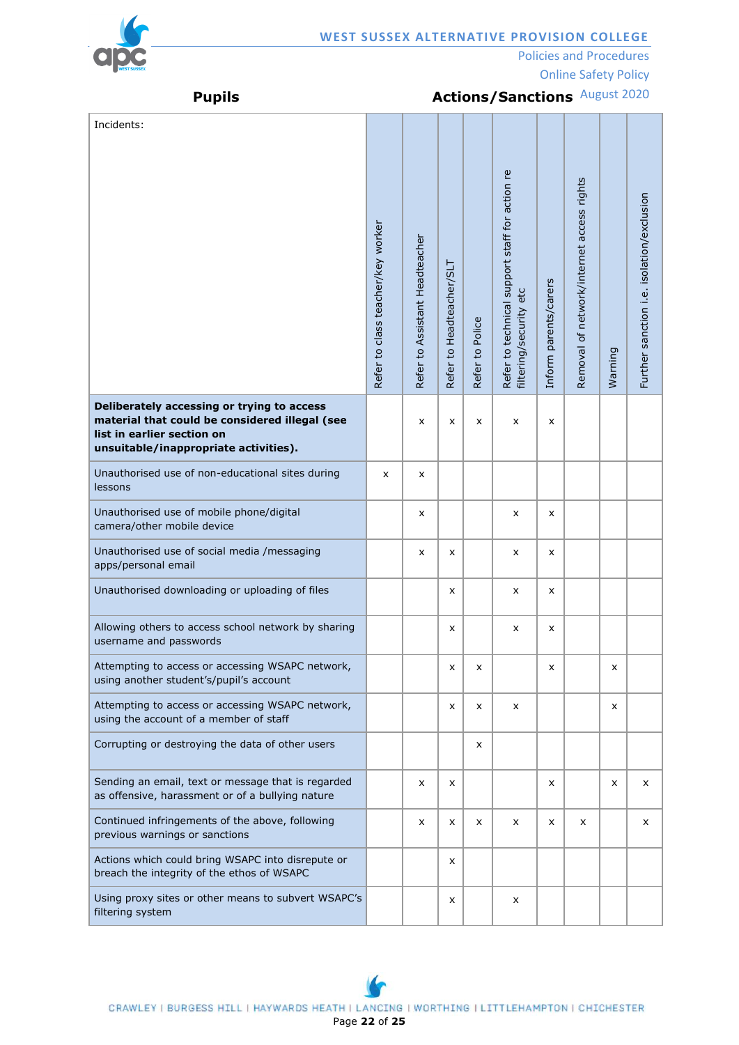**Pupils** **Actions/Sanctions**

| Incidents: | Refer to class teacher/key worker | Refer to Assistant Headteacher | Refer to Headteacher/SLT | Refer to Police | Refer to technical support staff for action re filtering/security etc | Inform parents/carers | Removal of network/internet access rights | Warning | Further sanction i.e. isolation/exclusion |
|---|---|---|---|---|---|---|---|---|---|
| **Deliberately accessing or trying to access material that could be considered illegal (see list in earlier section on unsuitable/inappropriate activities).** | | x | x | x | x | x | | | |
| Unauthorised use of non-educational sites during lessons | x | x | | | | | | | |
| Unauthorised use of mobile phone/digital camera/other mobile device | | x | | | x | x | | | |
| Unauthorised use of social media /messaging apps/personal email | | x | x | | x | x | | | |
| Unauthorised downloading or uploading of files | | | x | | x | x | | | |
| Allowing others to access school network by sharing username and passwords | | | x | | x | x | | | |
| Attempting to access or accessing WSAPC network, using another student's/pupil's account | | | x | x | | x | | x | |
| Attempting to access or accessing WSAPC network, using the account of a member of staff | | | x | x | x | | | x | |
| Corrupting or destroying the data of other users | | | | x | | | | | |
| Sending an email, text or message that is regarded as offensive, harassment or of a bullying nature | | x | x | | | x | | x | x |
| Continued infringements of the above, following previous warnings or sanctions | | x | x | x | x | x | x | | x |
| Actions which could bring WSAPC into disrepute or breach the integrity of the ethos of WSAPC | | | x | | | | | | |
| Using proxy sites or other means to subvert WSAPC's filtering system | | | x | | x | | | | |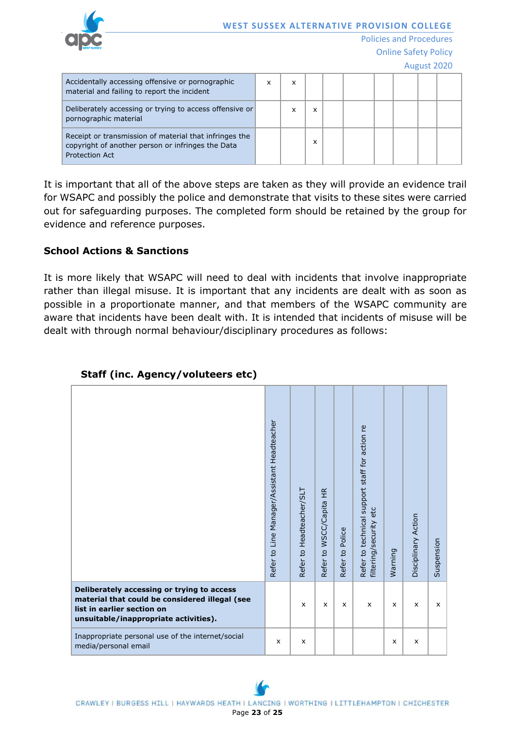| | | | | | | | | | |
|---|---|---|---|---|---|---|---|---|---|
| Accidentally accessing offensive or pornographic material and failing to report the incident | x | x | | | | | | | |
| Deliberately accessing or trying to access offensive or pornographic material | | x | x | | | | | | |
| Receipt or transmission of material that infringes the copyright of another person or infringes the Data Protection Act | | | x | | | | | | |

It is important that all of the above steps are taken as they will provide an evidence trail for WSAPC and possibly the police and demonstrate that visits to these sites were carried out for safeguarding purposes. The completed form should be retained by the group for evidence and reference purposes.

### School Actions & Sanctions

It is more likely that WSAPC will need to deal with incidents that involve inappropriate rather than illegal misuse. It is important that any incidents are dealt with as soon as possible in a proportionate manner, and that members of the WSAPC community are aware that incidents have been dealt with. It is intended that incidents of misuse will be dealt with through normal behaviour/disciplinary procedures as follows:

**Staff (inc. Agency/voluteers etc)**

| | Refer to Line Manager/Assistant Headteacher | Refer to Headteacher/SLT | Refer to WSCC/Capita HR | Refer to Police | Refer to technical support staff for action re filtering/security etc | Warning | Disciplinary Action | Suspension |
|---|---|---|---|---|---|---|---|---|
| **Deliberately accessing or trying to access material that could be considered illegal (see list in earlier section on unsuitable/inappropriate activities).** | | x | x | x | x | x | x | x |
| Inappropriate personal use of the internet/social media/personal email | x | x | | | | x | x | |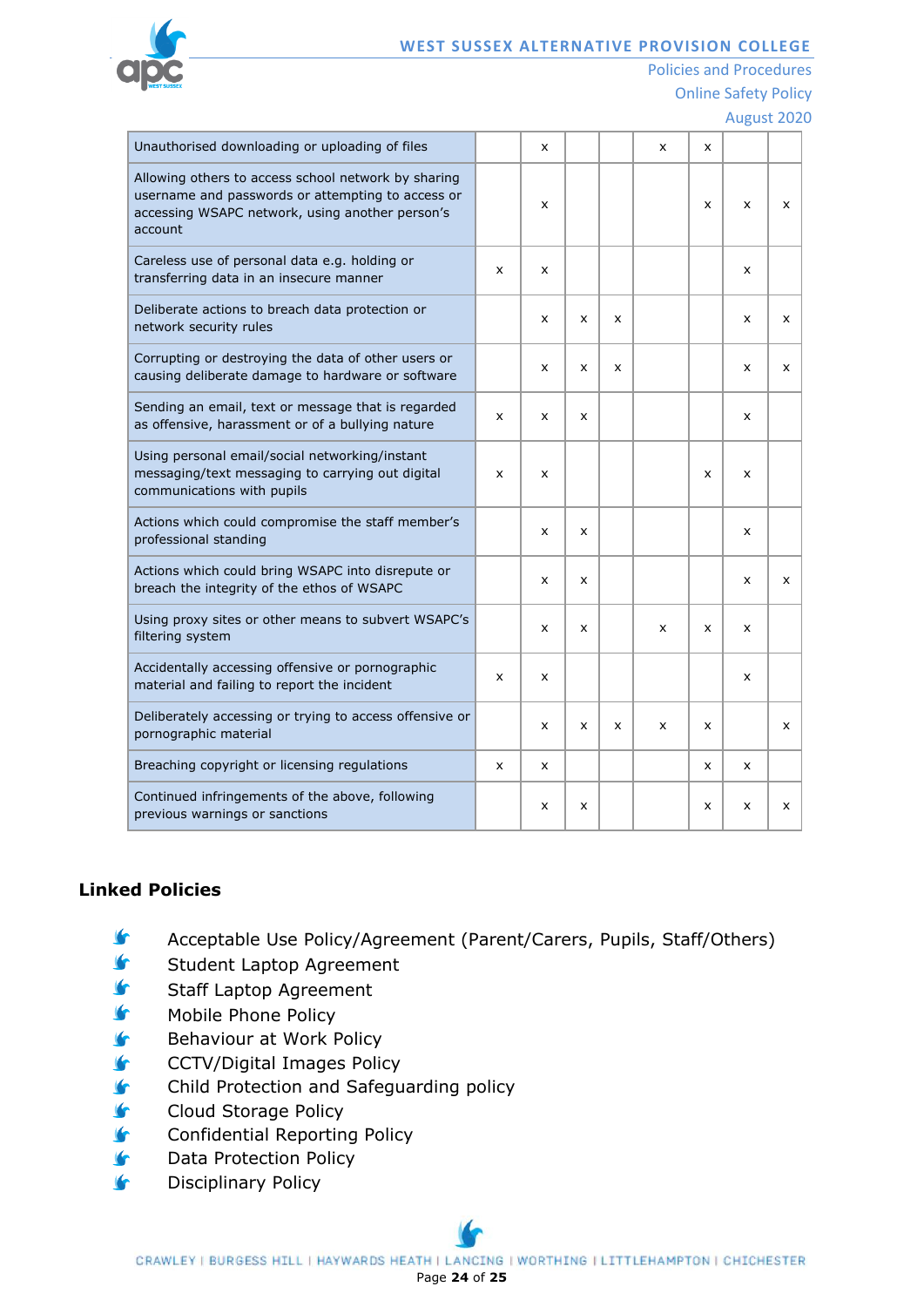| | | | | | | | | |
|---|---|---|---|---|---|---|---|---|
| Unauthorised downloading or uploading of files | | x | | | x | x | | |
| Allowing others to access school network by sharing username and passwords or attempting to access or accessing WSAPC network, using another person's account | | x | | | | x | x | x |
| Careless use of personal data e.g. holding or transferring data in an insecure manner | x | x | | | | | x | |
| Deliberate actions to breach data protection or network security rules | | x | x | x | | | x | x |
| Corrupting or destroying the data of other users or causing deliberate damage to hardware or software | | x | x | x | | | x | x |
| Sending an email, text or message that is regarded as offensive, harassment or of a bullying nature | x | x | x | | | | x | |
| Using personal email/social networking/instant messaging/text messaging to carrying out digital communications with pupils | x | x | | | | x | x | |
| Actions which could compromise the staff member's professional standing | | x | x | | | | x | |
| Actions which could bring WSAPC into disrepute or breach the integrity of the ethos of WSAPC | | x | x | | | | x | x |
| Using proxy sites or other means to subvert WSAPC's filtering system | | x | x | | x | x | x | |
| Accidentally accessing offensive or pornographic material and failing to report the incident | x | x | | | | | x | |
| Deliberately accessing or trying to access offensive or pornographic material | | x | x | x | x | x | | x |
| Breaching copyright or licensing regulations | x | x | | | | x | x | |
| Continued infringements of the above, following previous warnings or sanctions | | x | x | | | x | x | x |

### Linked Policies

- Acceptable Use Policy/Agreement (Parent/Carers, Pupils, Staff/Others)
- Student Laptop Agreement
- Staff Laptop Agreement
- Mobile Phone Policy
- Behaviour at Work Policy
- CCTV/Digital Images Policy
- Child Protection and Safeguarding policy
- Cloud Storage Policy
- Confidential Reporting Policy
- Data Protection Policy
- Disciplinary Policy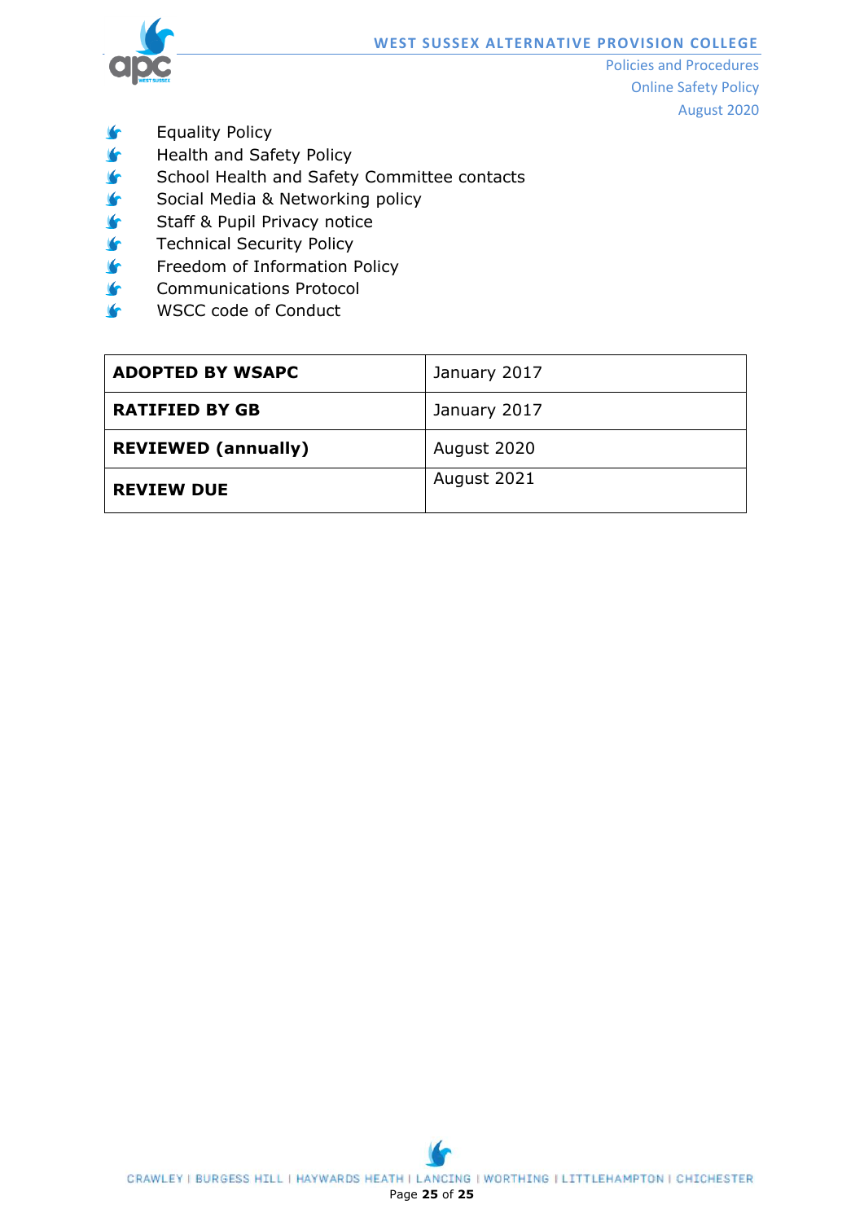- Equality Policy
- Health and Safety Policy
- School Health and Safety Committee contacts
- Social Media & Networking policy
- Staff & Pupil Privacy notice
- Technical Security Policy
- Freedom of Information Policy
- Communications Protocol
- WSCC code of Conduct

| | |
|---|---|
| **ADOPTED BY WSAPC** | January 2017 |
| **RATIFIED BY GB** | January 2017 |
| **REVIEWED (annually)** | August 2020 |
| **REVIEW DUE** | August 2021 |